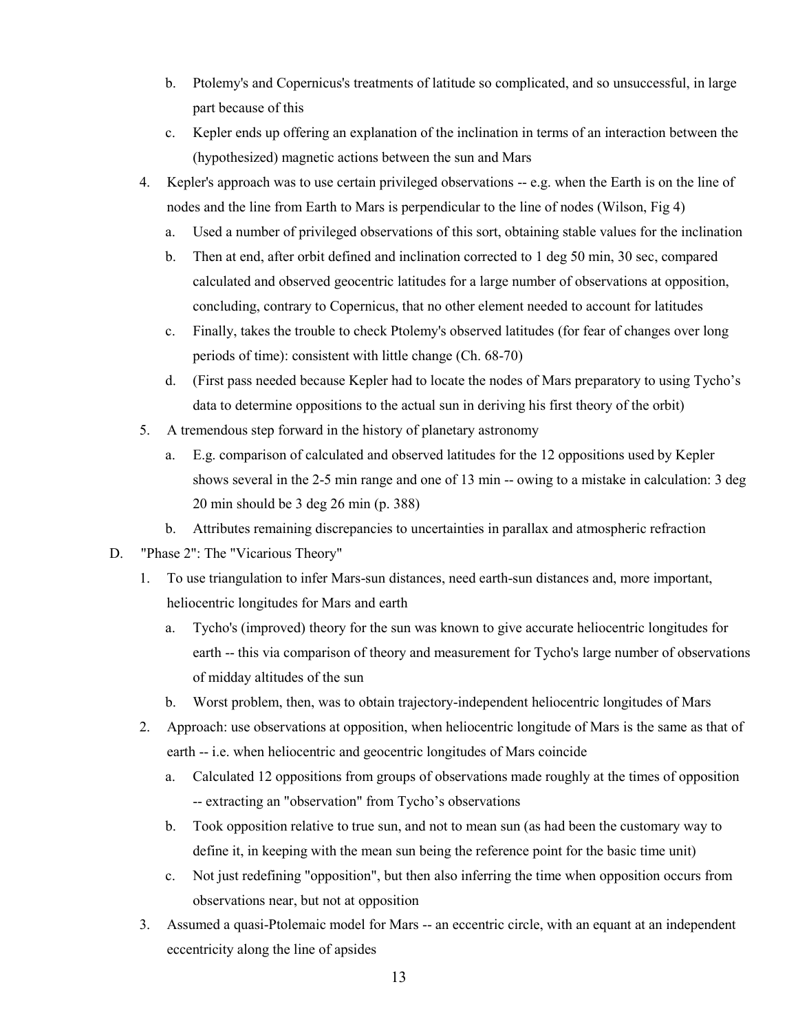b. Ptolemy's and Copernicus's treatments of latitude so complicated, and so unsuccessful, in large part because of this
   c. Kepler ends up offering an explanation of the inclination in terms of an interaction between the (hypothesized) magnetic actions between the sun and Mars
4. Kepler's approach was to use certain privileged observations -- e.g. when the Earth is on the line of nodes and the line from Earth to Mars is perpendicular to the line of nodes (Wilson, Fig 4)
   a. Used a number of privileged observations of this sort, obtaining stable values for the inclination
   b. Then at end, after orbit defined and inclination corrected to 1 deg 50 min, 30 sec, compared calculated and observed geocentric latitudes for a large number of observations at opposition, concluding, contrary to Copernicus, that no other element needed to account for latitudes
   c. Finally, takes the trouble to check Ptolemy's observed latitudes (for fear of changes over long periods of time): consistent with little change (Ch. 68-70)
   d. (First pass needed because Kepler had to locate the nodes of Mars preparatory to using Tycho's data to determine oppositions to the actual sun in deriving his first theory of the orbit)
5. A tremendous step forward in the history of planetary astronomy
   a. E.g. comparison of calculated and observed latitudes for the 12 oppositions used by Kepler shows several in the 2-5 min range and one of 13 min -- owing to a mistake in calculation: 3 deg 20 min should be 3 deg 26 min (p. 388)
   b. Attributes remaining discrepancies to uncertainties in parallax and atmospheric refraction

D. "Phase 2": The "Vicarious Theory"

1. To use triangulation to infer Mars-sun distances, need earth-sun distances and, more important, heliocentric longitudes for Mars and earth
   a. Tycho's (improved) theory for the sun was known to give accurate heliocentric longitudes for earth -- this via comparison of theory and measurement for Tycho's large number of observations of midday altitudes of the sun
   b. Worst problem, then, was to obtain trajectory-independent heliocentric longitudes of Mars
2. Approach: use observations at opposition, when heliocentric longitude of Mars is the same as that of earth -- i.e. when heliocentric and geocentric longitudes of Mars coincide
   a. Calculated 12 oppositions from groups of observations made roughly at the times of opposition -- extracting an "observation" from Tycho's observations
   b. Took opposition relative to true sun, and not to mean sun (as had been the customary way to define it, in keeping with the mean sun being the reference point for the basic time unit)
   c. Not just redefining "opposition", but then also inferring the time when opposition occurs from observations near, but not at opposition
3. Assumed a quasi-Ptolemaic model for Mars -- an eccentric circle, with an equant at an independent eccentricity along the line of apsides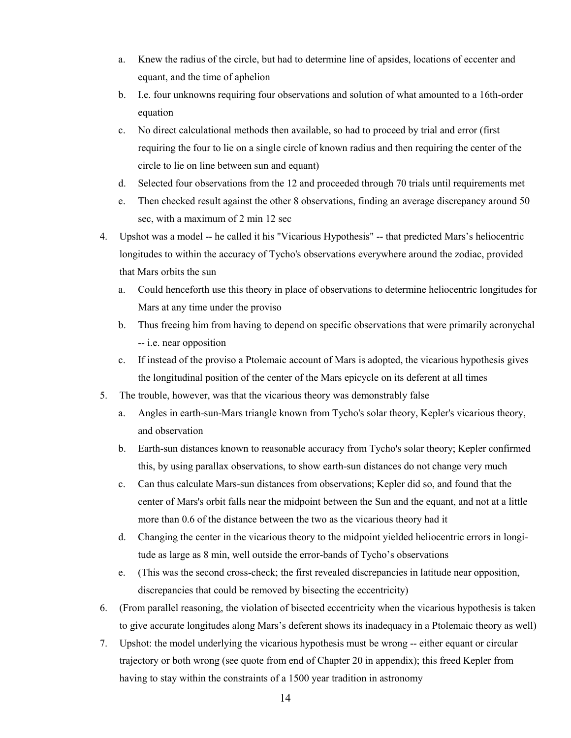a. Knew the radius of the circle, but had to determine line of apsides, locations of eccenter and equant, and the time of aphelion
   b. I.e. four unknowns requiring four observations and solution of what amounted to a 16th-order equation
   c. No direct calculational methods then available, so had to proceed by trial and error (first requiring the four to lie on a single circle of known radius and then requiring the center of the circle to lie on line between sun and equant)
   d. Selected four observations from the 12 and proceeded through 70 trials until requirements met
   e. Then checked result against the other 8 observations, finding an average discrepancy around 50 sec, with a maximum of 2 min 12 sec

4. Upshot was a model -- he called it his "Vicarious Hypothesis" -- that predicted Mars's heliocentric longitudes to within the accuracy of Tycho's observations everywhere around the zodiac, provided that Mars orbits the sun
   a. Could henceforth use this theory in place of observations to determine heliocentric longitudes for Mars at any time under the proviso
   b. Thus freeing him from having to depend on specific observations that were primarily acronychal -- i.e. near opposition
   c. If instead of the proviso a Ptolemaic account of Mars is adopted, the vicarious hypothesis gives the longitudinal position of the center of the Mars epicycle on its deferent at all times

5. The trouble, however, was that the vicarious theory was demonstrably false
   a. Angles in earth-sun-Mars triangle known from Tycho's solar theory, Kepler's vicarious theory, and observation
   b. Earth-sun distances known to reasonable accuracy from Tycho's solar theory; Kepler confirmed this, by using parallax observations, to show earth-sun distances do not change very much
   c. Can thus calculate Mars-sun distances from observations; Kepler did so, and found that the center of Mars's orbit falls near the midpoint between the Sun and the equant, and not at a little more than 0.6 of the distance between the two as the vicarious theory had it
   d. Changing the center in the vicarious theory to the midpoint yielded heliocentric errors in longitude as large as 8 min, well outside the error-bands of Tycho's observations
   e. (This was the second cross-check; the first revealed discrepancies in latitude near opposition, discrepancies that could be removed by bisecting the eccentricity)

6. (From parallel reasoning, the violation of bisected eccentricity when the vicarious hypothesis is taken to give accurate longitudes along Mars's deferent shows its inadequacy in a Ptolemaic theory as well)

7. Upshot: the model underlying the vicarious hypothesis must be wrong -- either equant or circular trajectory or both wrong (see quote from end of Chapter 20 in appendix); this freed Kepler from having to stay within the constraints of a 1500 year tradition in astronomy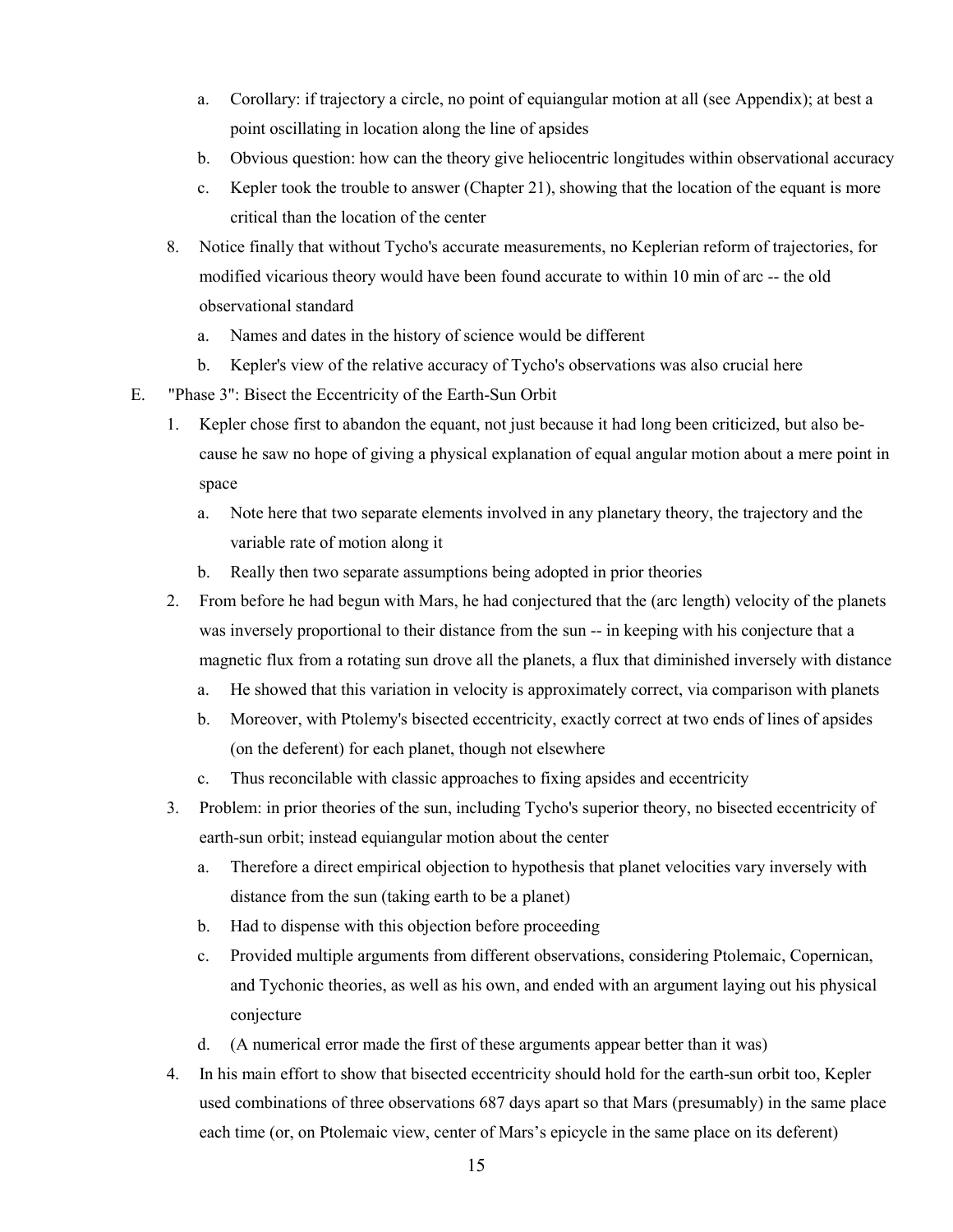a. Corollary: if trajectory a circle, no point of equiangular motion at all (see Appendix); at best a point oscillating in location along the line of apsides
   b. Obvious question: how can the theory give heliocentric longitudes within observational accuracy
   c. Kepler took the trouble to answer (Chapter 21), showing that the location of the equant is more critical than the location of the center

8. Notice finally that without Tycho's accurate measurements, no Keplerian reform of trajectories, for modified vicarious theory would have been found accurate to within 10 min of arc -- the old observational standard
   a. Names and dates in the history of science would be different
   b. Kepler's view of the relative accuracy of Tycho's observations was also crucial here

E. "Phase 3": Bisect the Eccentricity of the Earth-Sun Orbit

1. Kepler chose first to abandon the equant, not just because it had long been criticized, but also because he saw no hope of giving a physical explanation of equal angular motion about a mere point in space
   a. Note here that two separate elements involved in any planetary theory, the trajectory and the variable rate of motion along it
   b. Really then two separate assumptions being adopted in prior theories
2. From before he had begun with Mars, he had conjectured that the (arc length) velocity of the planets was inversely proportional to their distance from the sun -- in keeping with his conjecture that a magnetic flux from a rotating sun drove all the planets, a flux that diminished inversely with distance
   a. He showed that this variation in velocity is approximately correct, via comparison with planets
   b. Moreover, with Ptolemy's bisected eccentricity, exactly correct at two ends of lines of apsides (on the deferent) for each planet, though not elsewhere
   c. Thus reconcilable with classic approaches to fixing apsides and eccentricity
3. Problem: in prior theories of the sun, including Tycho's superior theory, no bisected eccentricity of earth-sun orbit; instead equiangular motion about the center
   a. Therefore a direct empirical objection to hypothesis that planet velocities vary inversely with distance from the sun (taking earth to be a planet)
   b. Had to dispense with this objection before proceeding
   c. Provided multiple arguments from different observations, considering Ptolemaic, Copernican, and Tychonic theories, as well as his own, and ended with an argument laying out his physical conjecture
   d. (A numerical error made the first of these arguments appear better than it was)
4. In his main effort to show that bisected eccentricity should hold for the earth-sun orbit too, Kepler used combinations of three observations 687 days apart so that Mars (presumably) in the same place each time (or, on Ptolemaic view, center of Mars's epicycle in the same place on its deferent)